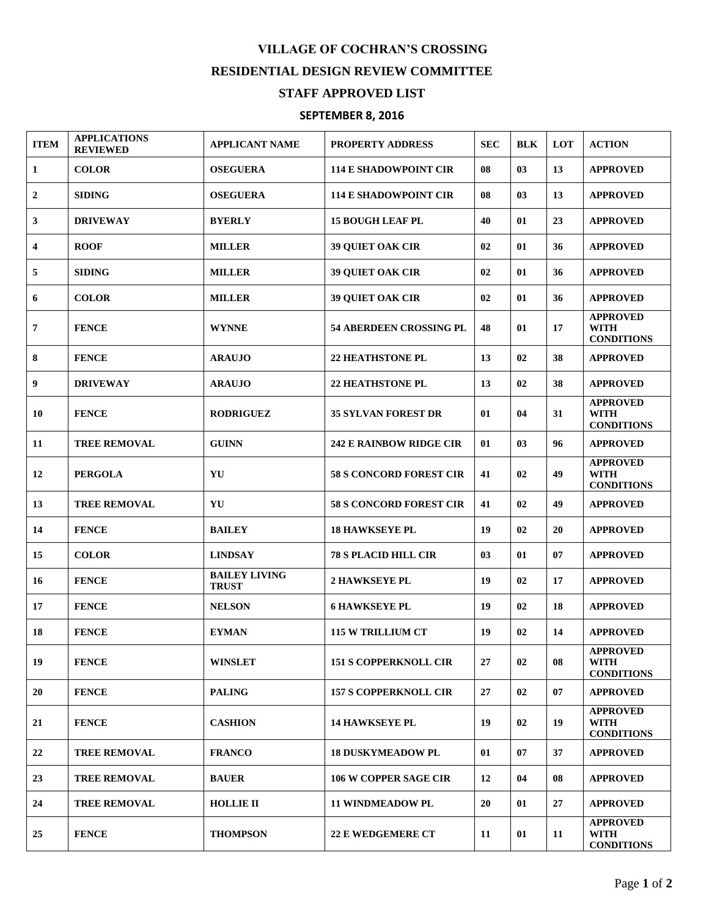# VILLAGE OF COCHRAN'S CROSSING

## RESIDENTIAL DESIGN REVIEW COMMITTEE

## STAFF APPROVED LIST

### SEPTEMBER 8, 2016

| ITEM | APPLICATIONS REVIEWED | APPLICANT NAME | PROPERTY ADDRESS | SEC | BLK | LOT | ACTION |
|---|---|---|---|---|---|---|---|
| 1 | COLOR | OSEGUERA | 114 E SHADOWPOINT CIR | 08 | 03 | 13 | APPROVED |
| 2 | SIDING | OSEGUERA | 114 E SHADOWPOINT CIR | 08 | 03 | 13 | APPROVED |
| 3 | DRIVEWAY | BYERLY | 15 BOUGH LEAF PL | 40 | 01 | 23 | APPROVED |
| 4 | ROOF | MILLER | 39 QUIET OAK CIR | 02 | 01 | 36 | APPROVED |
| 5 | SIDING | MILLER | 39 QUIET OAK CIR | 02 | 01 | 36 | APPROVED |
| 6 | COLOR | MILLER | 39 QUIET OAK CIR | 02 | 01 | 36 | APPROVED |
| 7 | FENCE | WYNNE | 54 ABERDEEN CROSSING PL | 48 | 01 | 17 | APPROVED WITH CONDITIONS |
| 8 | FENCE | ARAUJO | 22 HEATHSTONE PL | 13 | 02 | 38 | APPROVED |
| 9 | DRIVEWAY | ARAUJO | 22 HEATHSTONE PL | 13 | 02 | 38 | APPROVED |
| 10 | FENCE | RODRIGUEZ | 35 SYLVAN FOREST DR | 01 | 04 | 31 | APPROVED WITH CONDITIONS |
| 11 | TREE REMOVAL | GUINN | 242 E RAINBOW RIDGE CIR | 01 | 03 | 96 | APPROVED |
| 12 | PERGOLA | YU | 58 S CONCORD FOREST CIR | 41 | 02 | 49 | APPROVED WITH CONDITIONS |
| 13 | TREE REMOVAL | YU | 58 S CONCORD FOREST CIR | 41 | 02 | 49 | APPROVED |
| 14 | FENCE | BAILEY | 18 HAWKSEYE PL | 19 | 02 | 20 | APPROVED |
| 15 | COLOR | LINDSAY | 78 S PLACID HILL CIR | 03 | 01 | 07 | APPROVED |
| 16 | FENCE | BAILEY LIVING TRUST | 2 HAWKSEYE PL | 19 | 02 | 17 | APPROVED |
| 17 | FENCE | NELSON | 6 HAWKSEYE PL | 19 | 02 | 18 | APPROVED |
| 18 | FENCE | EYMAN | 115 W TRILLIUM CT | 19 | 02 | 14 | APPROVED |
| 19 | FENCE | WINSLET | 151 S COPPERKNOLL CIR | 27 | 02 | 08 | APPROVED WITH CONDITIONS |
| 20 | FENCE | PALING | 157 S COPPERKNOLL CIR | 27 | 02 | 07 | APPROVED |
| 21 | FENCE | CASHION | 14 HAWKSEYE PL | 19 | 02 | 19 | APPROVED WITH CONDITIONS |
| 22 | TREE REMOVAL | FRANCO | 18 DUSKYMEADOW PL | 01 | 07 | 37 | APPROVED |
| 23 | TREE REMOVAL | BAUER | 106 W COPPER SAGE CIR | 12 | 04 | 08 | APPROVED |
| 24 | TREE REMOVAL | HOLLIE II | 11 WINDMEADOW PL | 20 | 01 | 27 | APPROVED |
| 25 | FENCE | THOMPSON | 22 E WEDGEMERE CT | 11 | 01 | 11 | APPROVED WITH CONDITIONS |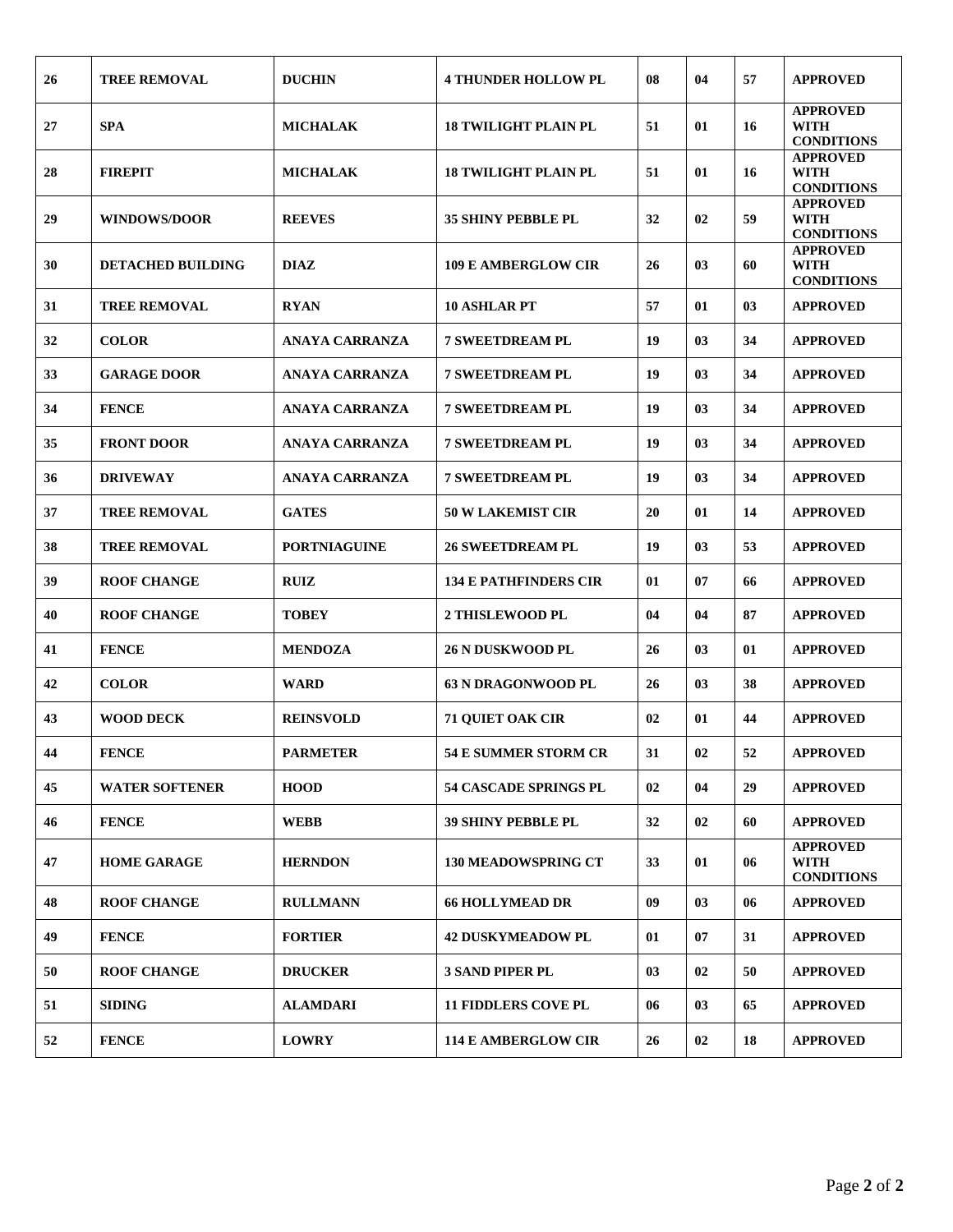| | | | | | | | |
|---|---|---|---|---|---|---|---|
| 26 | TREE REMOVAL | DUCHIN | 4 THUNDER HOLLOW PL | 08 | 04 | 57 | APPROVED |
| 27 | SPA | MICHALAK | 18 TWILIGHT PLAIN PL | 51 | 01 | 16 | APPROVED WITH CONDITIONS |
| 28 | FIREPIT | MICHALAK | 18 TWILIGHT PLAIN PL | 51 | 01 | 16 | APPROVED WITH CONDITIONS |
| 29 | WINDOWS/DOOR | REEVES | 35 SHINY PEBBLE PL | 32 | 02 | 59 | APPROVED WITH CONDITIONS |
| 30 | DETACHED BUILDING | DIAZ | 109 E AMBERGLOW CIR | 26 | 03 | 60 | APPROVED WITH CONDITIONS |
| 31 | TREE REMOVAL | RYAN | 10 ASHLAR PT | 57 | 01 | 03 | APPROVED |
| 32 | COLOR | ANAYA CARRANZA | 7 SWEETDREAM PL | 19 | 03 | 34 | APPROVED |
| 33 | GARAGE DOOR | ANAYA CARRANZA | 7 SWEETDREAM PL | 19 | 03 | 34 | APPROVED |
| 34 | FENCE | ANAYA CARRANZA | 7 SWEETDREAM PL | 19 | 03 | 34 | APPROVED |
| 35 | FRONT DOOR | ANAYA CARRANZA | 7 SWEETDREAM PL | 19 | 03 | 34 | APPROVED |
| 36 | DRIVEWAY | ANAYA CARRANZA | 7 SWEETDREAM PL | 19 | 03 | 34 | APPROVED |
| 37 | TREE REMOVAL | GATES | 50 W LAKEMIST CIR | 20 | 01 | 14 | APPROVED |
| 38 | TREE REMOVAL | PORTNIAGUINE | 26 SWEETDREAM PL | 19 | 03 | 53 | APPROVED |
| 39 | ROOF CHANGE | RUIZ | 134 E PATHFINDERS CIR | 01 | 07 | 66 | APPROVED |
| 40 | ROOF CHANGE | TOBEY | 2 THISLEWOOD PL | 04 | 04 | 87 | APPROVED |
| 41 | FENCE | MENDOZA | 26 N DUSKWOOD PL | 26 | 03 | 01 | APPROVED |
| 42 | COLOR | WARD | 63 N DRAGONWOOD PL | 26 | 03 | 38 | APPROVED |
| 43 | WOOD DECK | REINSVOLD | 71 QUIET OAK CIR | 02 | 01 | 44 | APPROVED |
| 44 | FENCE | PARMETER | 54 E SUMMER STORM CR | 31 | 02 | 52 | APPROVED |
| 45 | WATER SOFTENER | HOOD | 54 CASCADE SPRINGS PL | 02 | 04 | 29 | APPROVED |
| 46 | FENCE | WEBB | 39 SHINY PEBBLE PL | 32 | 02 | 60 | APPROVED |
| 47 | HOME GARAGE | HERNDON | 130 MEADOWSPRING CT | 33 | 01 | 06 | APPROVED WITH CONDITIONS |
| 48 | ROOF CHANGE | RULLMANN | 66 HOLLYMEAD DR | 09 | 03 | 06 | APPROVED |
| 49 | FENCE | FORTIER | 42 DUSKYMEADOW PL | 01 | 07 | 31 | APPROVED |
| 50 | ROOF CHANGE | DRUCKER | 3 SAND PIPER PL | 03 | 02 | 50 | APPROVED |
| 51 | SIDING | ALAMDARI | 11 FIDDLERS COVE PL | 06 | 03 | 65 | APPROVED |
| 52 | FENCE | LOWRY | 114 E AMBERGLOW CIR | 26 | 02 | 18 | APPROVED |